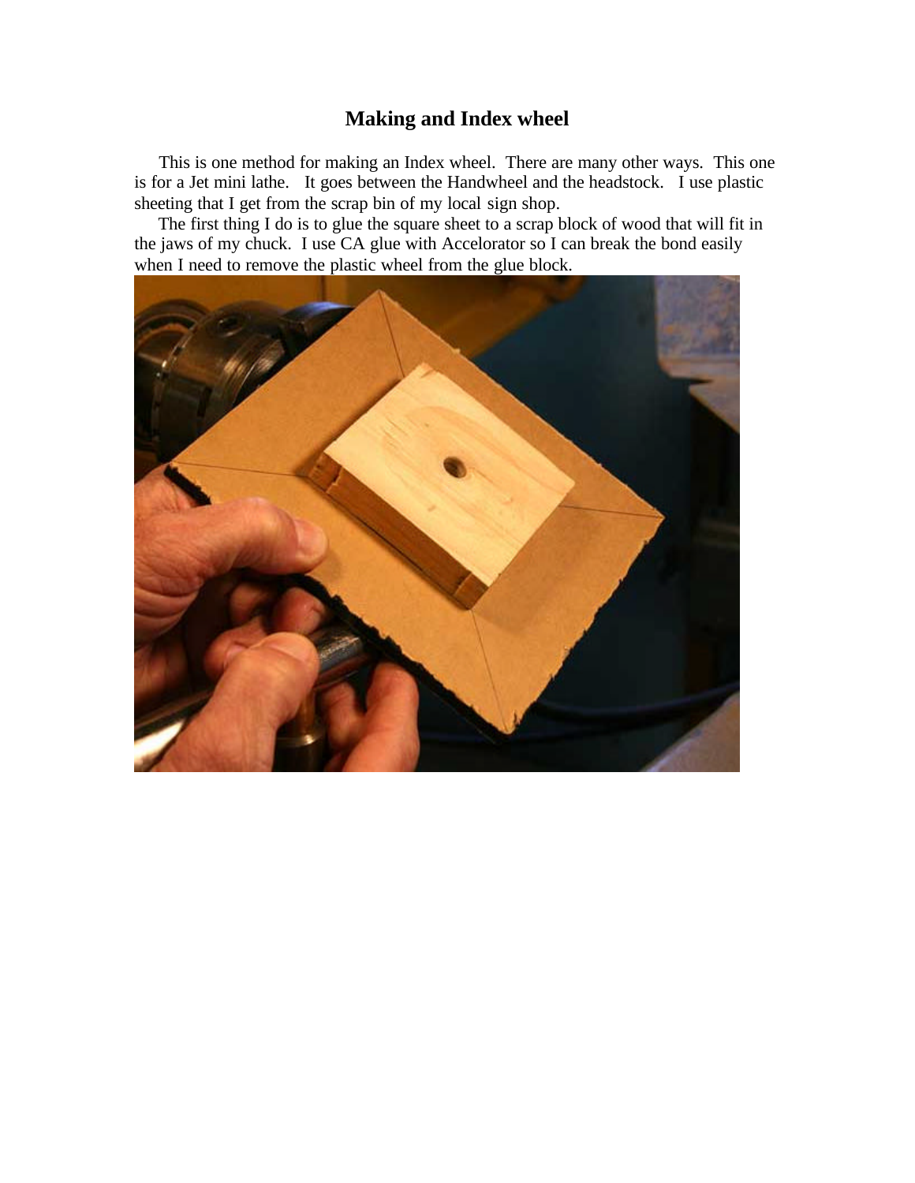# Making and Index wheel

This is one method for making an Index wheel. There are many other ways. This one is for a Jet mini lathe. It goes between the Handwheel and the headstock. I use plastic sheeting that I get from the scrap bin of my local sign shop.

The first thing I do is to glue the square sheet to a scrap block of wood that will fit in the jaws of my chuck. I use CA glue with Accelorator so I can break the bond easily when I need to remove the plastic wheel from the glue block.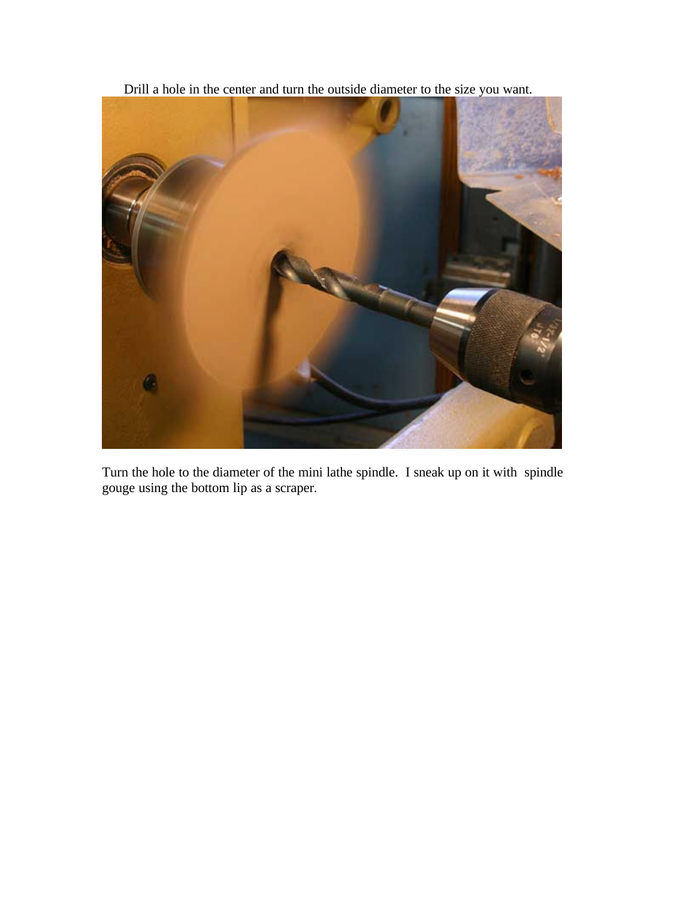Drill a hole in the center and turn the outside diameter to the size you want.

Turn the hole to the diameter of the mini lathe spindle. I sneak up on it with spindle gouge using the bottom lip as a scraper.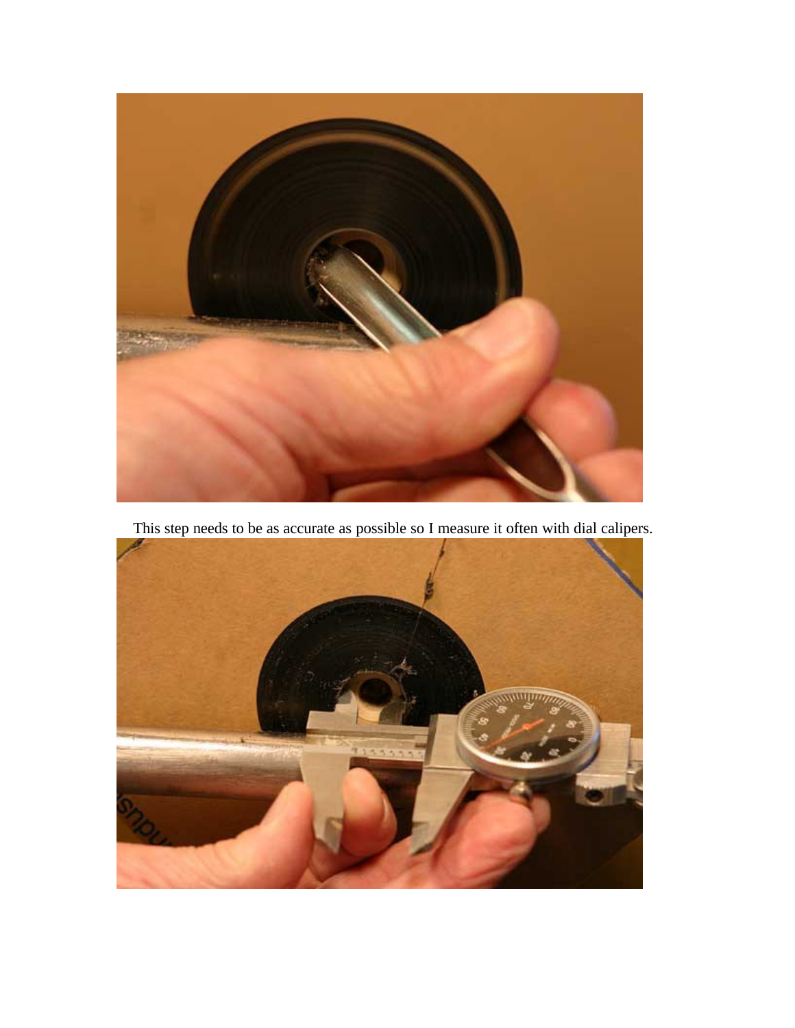This step needs to be as accurate as possible so I measure it often with dial calipers.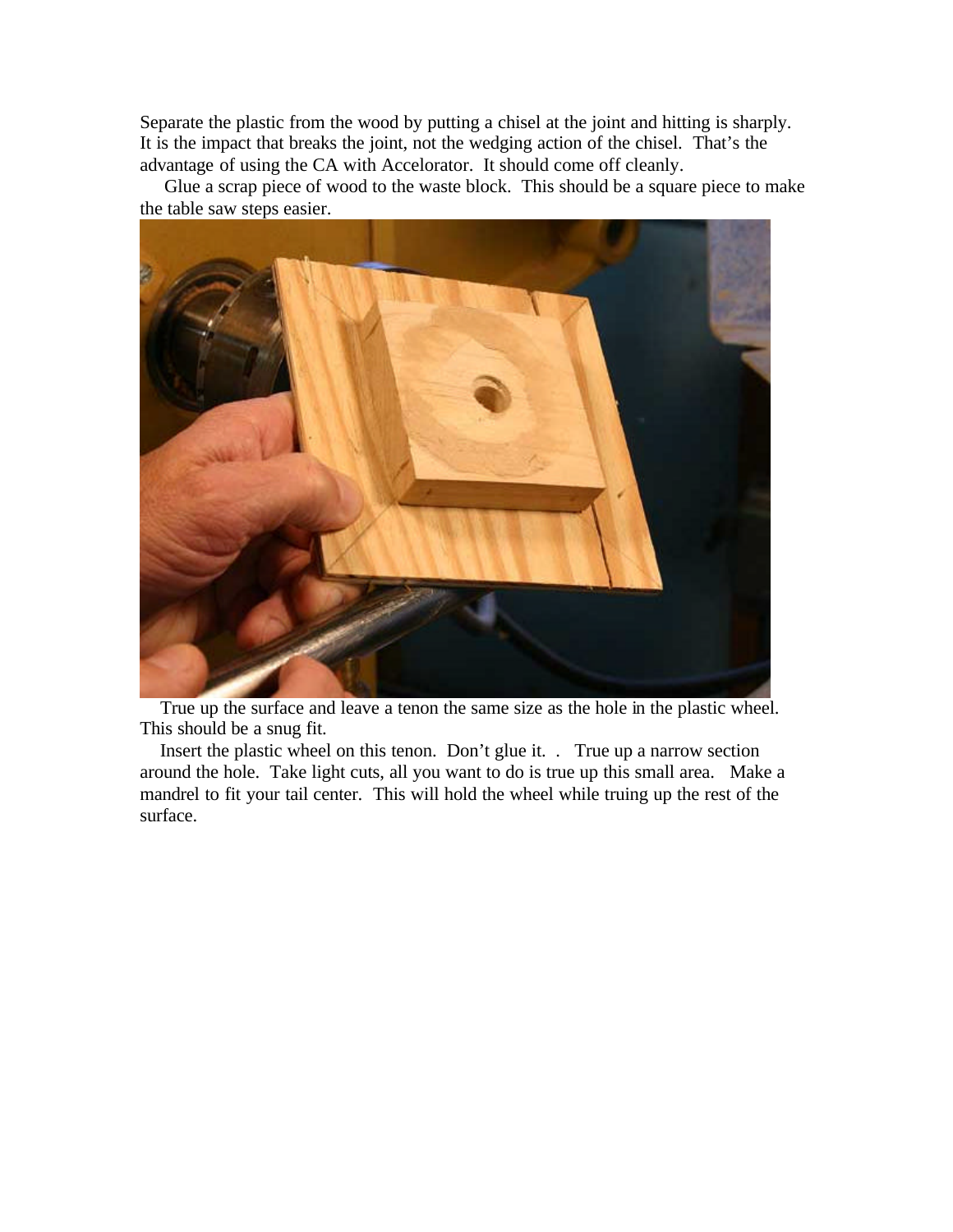Separate the plastic from the wood by putting a chisel at the joint and hitting is sharply. It is the impact that breaks the joint, not the wedging action of the chisel. That's the advantage of using the CA with Accelorator. It should come off cleanly.

Glue a scrap piece of wood to the waste block. This should be a square piece to make the table saw steps easier.

True up the surface and leave a tenon the same size as the hole in the plastic wheel. This should be a snug fit.

Insert the plastic wheel on this tenon. Don't glue it. . True up a narrow section around the hole. Take light cuts, all you want to do is true up this small area. Make a mandrel to fit your tail center. This will hold the wheel while truing up the rest of the surface.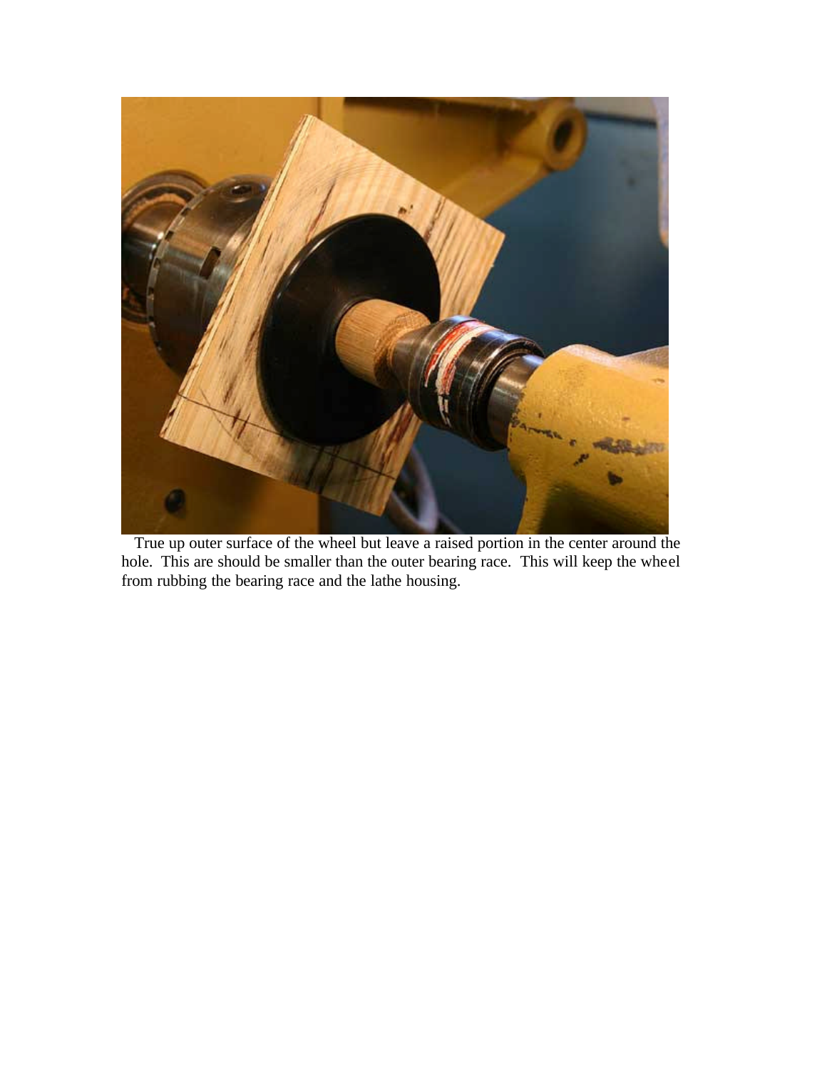True up outer surface of the wheel but leave a raised portion in the center around the hole. This are should be smaller than the outer bearing race. This will keep the wheel from rubbing the bearing race and the lathe housing.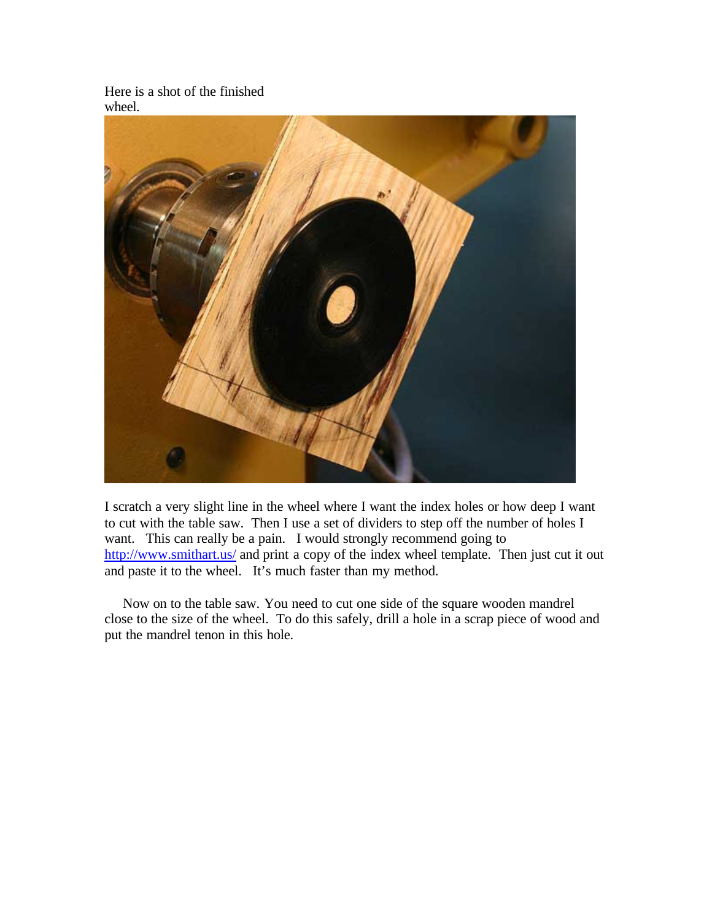Here is a shot of the finished wheel.

I scratch a very slight line in the wheel where I want the index holes or how deep I want to cut with the table saw. Then I use a set of dividers to step off the number of holes I want. This can really be a pain. I would strongly recommend going to http://www.smithart.us/ and print a copy of the index wheel template. Then just cut it out and paste it to the wheel. It's much faster than my method.

Now on to the table saw. You need to cut one side of the square wooden mandrel close to the size of the wheel. To do this safely, drill a hole in a scrap piece of wood and put the mandrel tenon in this hole.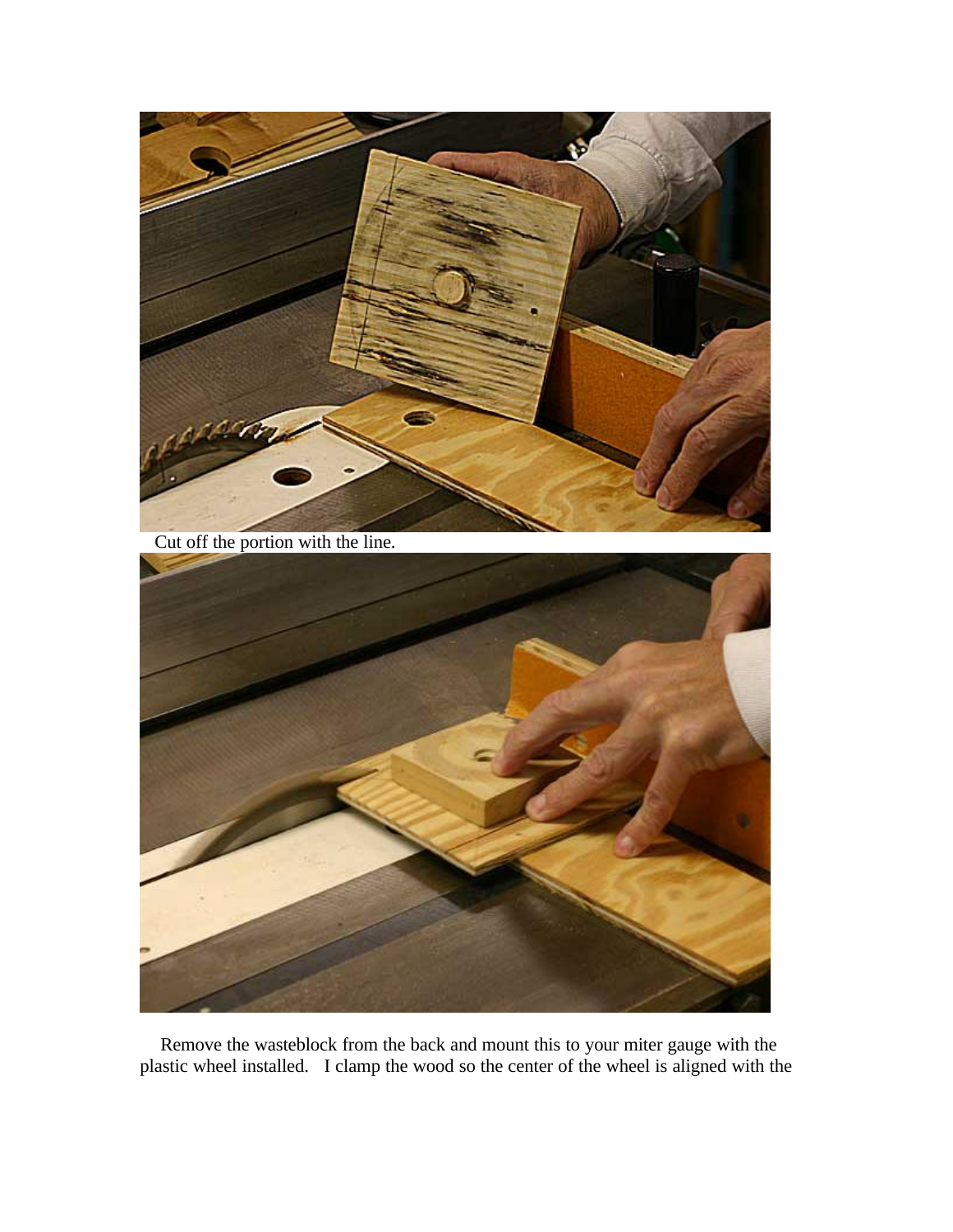Cut off the portion with the line.

Remove the wasteblock from the back and mount this to your miter gauge with the plastic wheel installed. I clamp the wood so the center of the wheel is aligned with the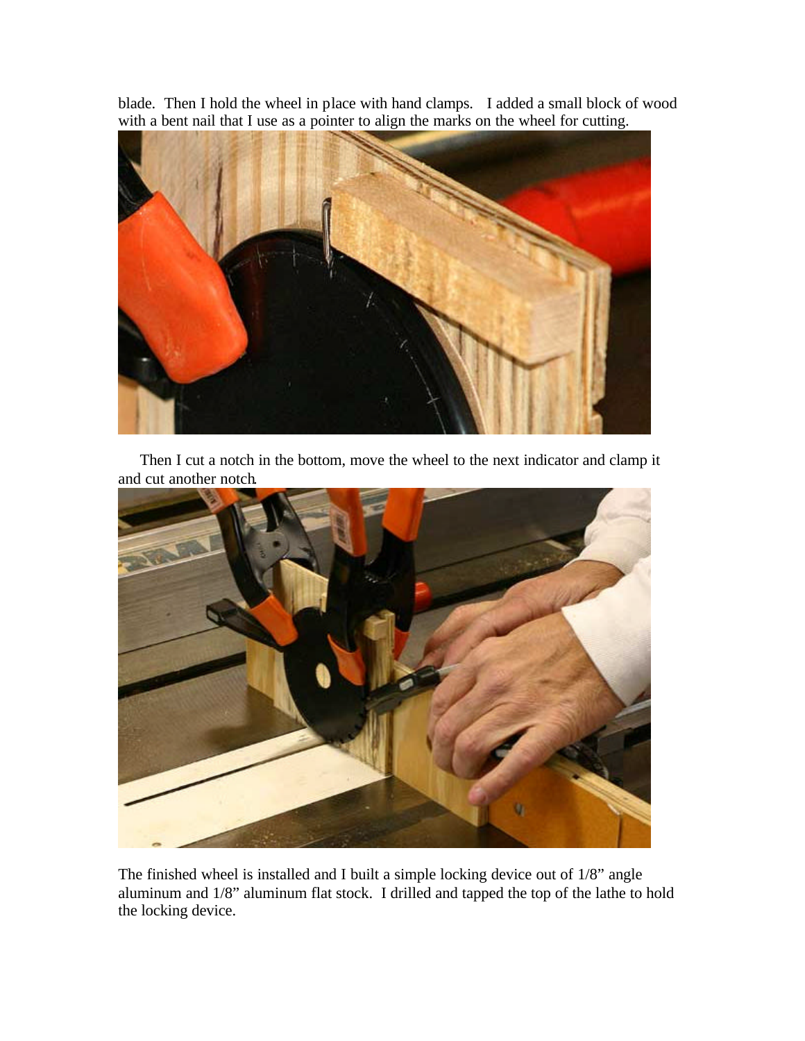blade. Then I hold the wheel in place with hand clamps. I added a small block of wood with a bent nail that I use as a pointer to align the marks on the wheel for cutting.

Then I cut a notch in the bottom, move the wheel to the next indicator and clamp it and cut another notch.

The finished wheel is installed and I built a simple locking device out of 1/8" angle aluminum and 1/8" aluminum flat stock. I drilled and tapped the top of the lathe to hold the locking device.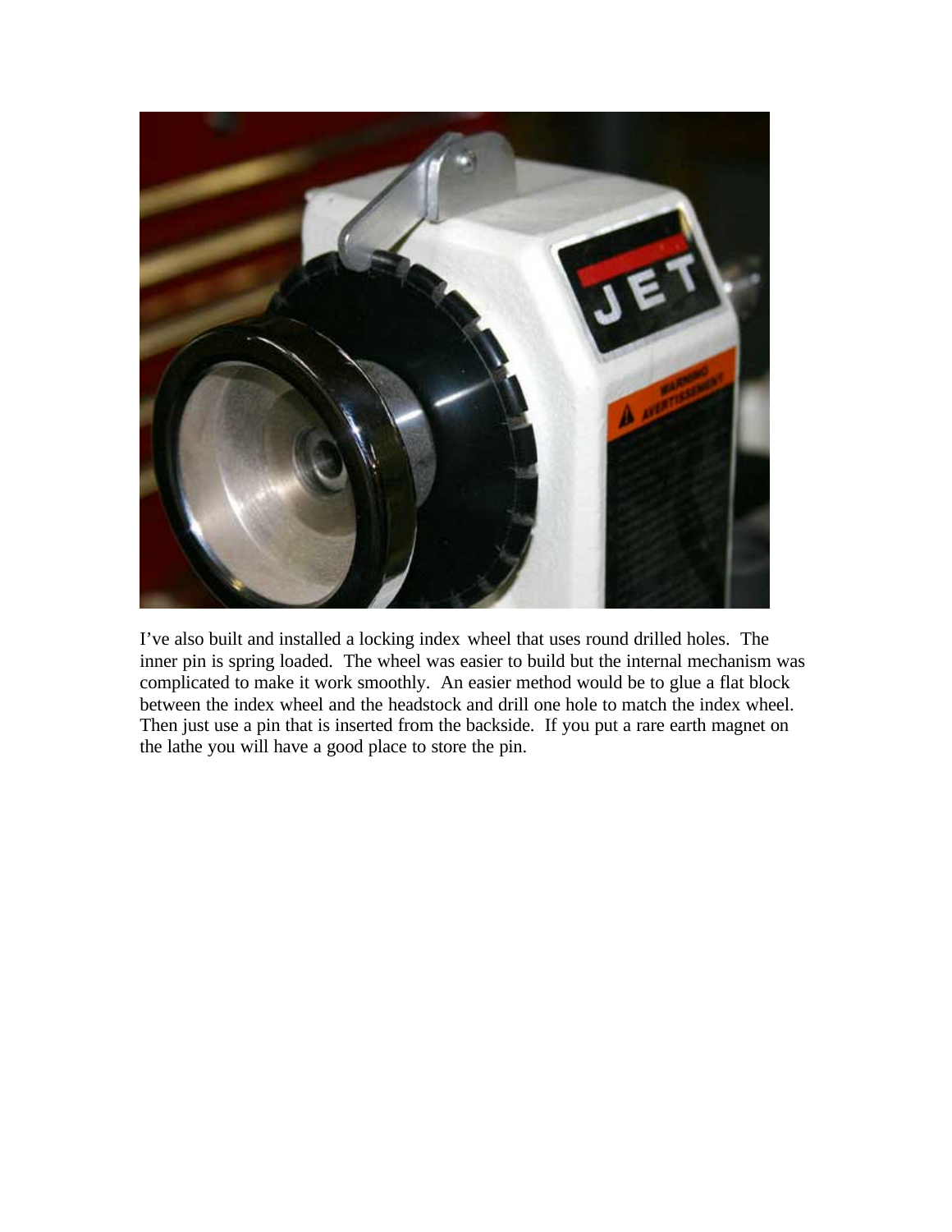I've also built and installed a locking index wheel that uses round drilled holes. The inner pin is spring loaded. The wheel was easier to build but the internal mechanism was complicated to make it work smoothly. An easier method would be to glue a flat block between the index wheel and the headstock and drill one hole to match the index wheel. Then just use a pin that is inserted from the backside. If you put a rare earth magnet on the lathe you will have a good place to store the pin.